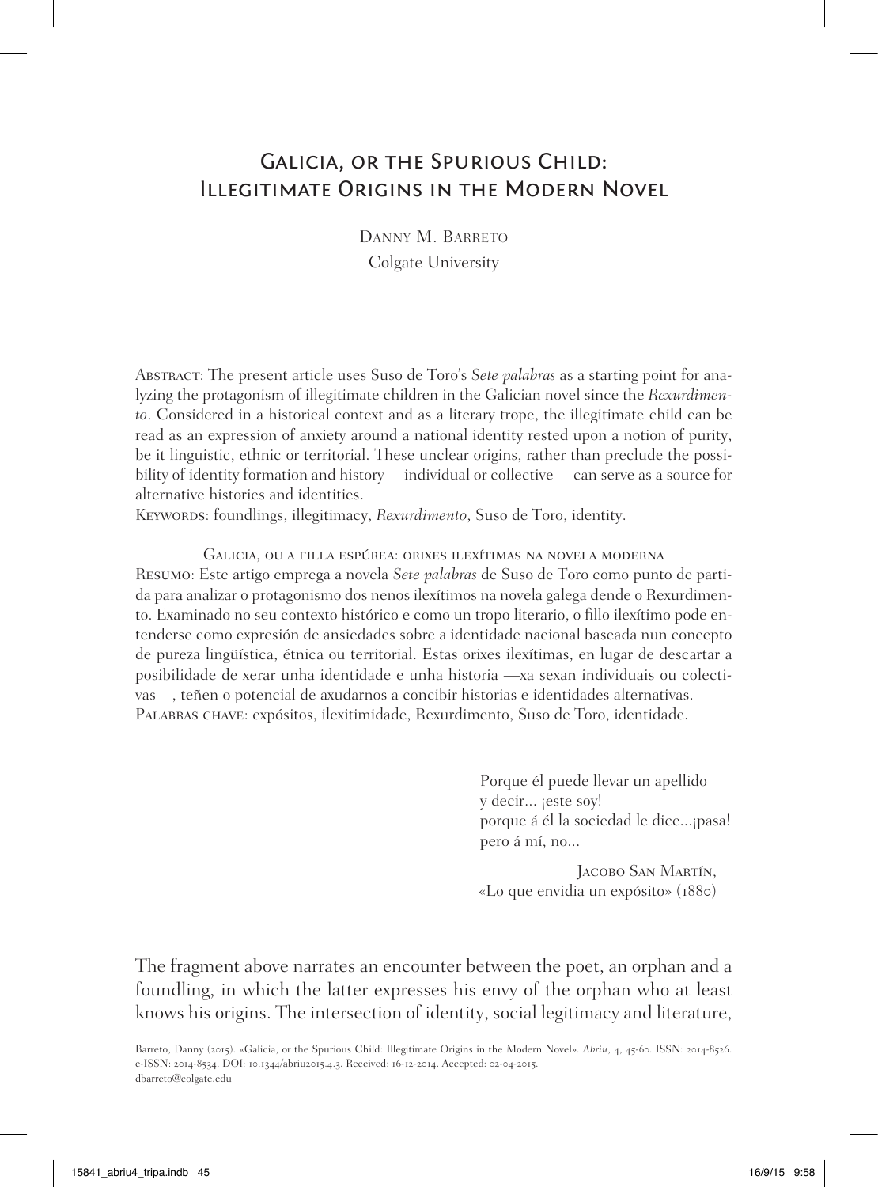# Galicia, or the Spurious Child: Illegitimate Origins in the Modern Novel

Danny M. Barreto
Colgate University

Abstract: The present article uses Suso de Toro's *Sete palabras* as a starting point for analyzing the protagonism of illegitimate children in the Galician novel since the *Rexurdimento*. Considered in a historical context and as a literary trope, the illegitimate child can be read as an expression of anxiety around a national identity rested upon a notion of purity, be it linguistic, ethnic or territorial. These unclear origins, rather than preclude the possibility of identity formation and history —individual or collective— can serve as a source for alternative histories and identities.

Keywords: foundlings, illegitimacy, *Rexurdimento*, Suso de Toro, identity.

Galicia, ou a filla espúrea: orixes ilexítimas na novela moderna

Resumo: Este artigo emprega a novela *Sete palabras* de Suso de Toro como punto de partida para analizar o protagonismo dos nenos ilexítimos na novela galega dende o Rexurdimento. Examinado no seu contexto histórico e como un tropo literario, o fillo ilexítimo pode entenderse como expresión de ansiedades sobre a identidade nacional baseada nun concepto de pureza lingüística, étnica ou territorial. Estas orixes ilexítimas, en lugar de descartar a posibilidade de xerar unha identidade e unha historia —xa sexan individuais ou colectivas—, teñen o potencial de axudarnos a concibir historias e identidades alternativas.

Palabras chave: expósitos, ilexitimidade, Rexurdimento, Suso de Toro, identidade.

> Porque él puede llevar un apellido
> y decir... ¡este soy!
> porque á él la sociedad le dice...¡pasa!
> pero á mí, no...
>
> Jacobo San Martín,
> «Lo que envidia un expósito» (1880)

The fragment above narrates an encounter between the poet, an orphan and a foundling, in which the latter expresses his envy of the orphan who at least knows his origins. The intersection of identity, social legitimacy and literature,

Barreto, Danny (2015). «Galicia, or the Spurious Child: Illegitimate Origins in the Modern Novel». *Abriu*, 4, 45-60. ISSN: 2014-8526. e-ISSN: 2014-8534. DOI: 10.1344/abriu2015.4.3. Received: 16-12-2014. Accepted: 02-04-2015.
dbarreto@colgate.edu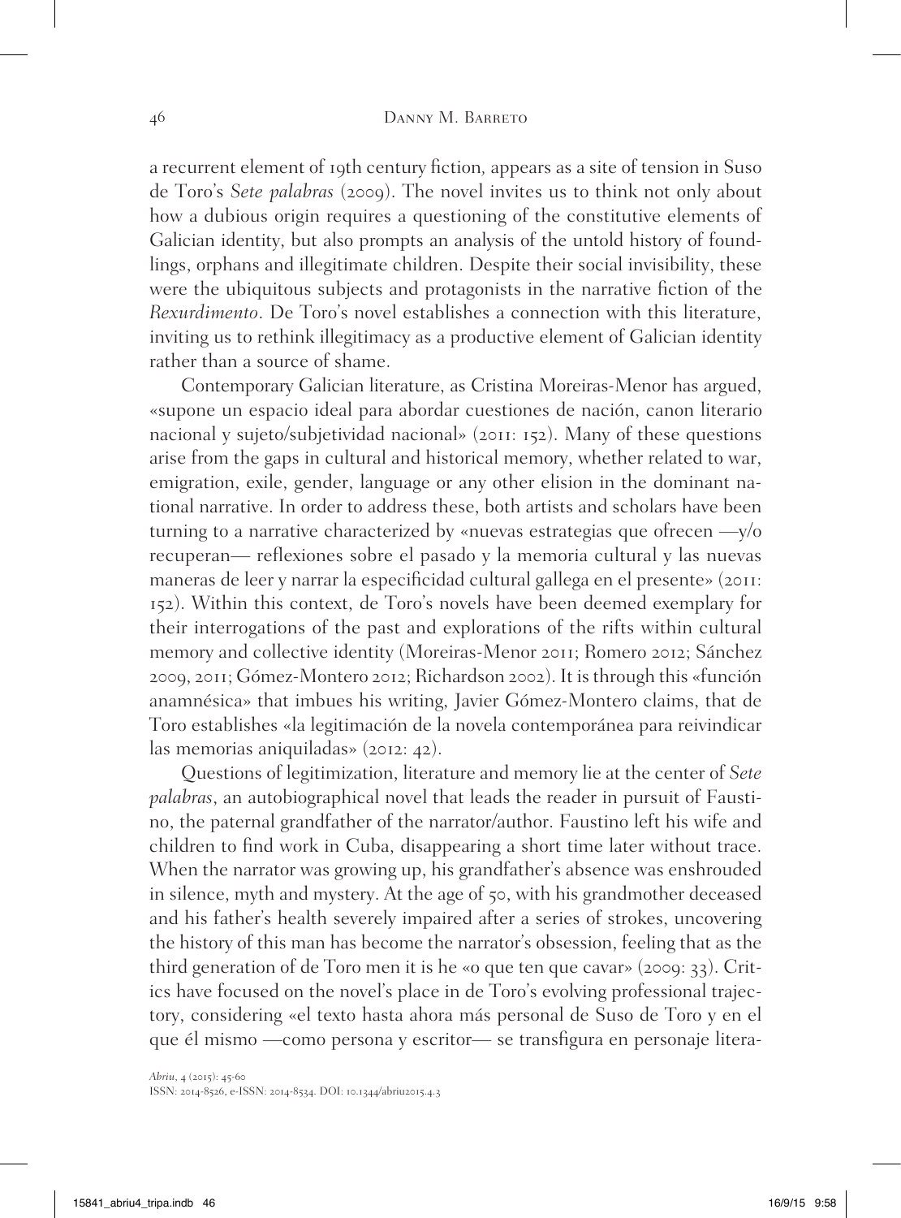a recurrent element of 19th century fiction, appears as a site of tension in Suso de Toro's *Sete palabras* (2009). The novel invites us to think not only about how a dubious origin requires a questioning of the constitutive elements of Galician identity, but also prompts an analysis of the untold history of foundlings, orphans and illegitimate children. Despite their social invisibility, these were the ubiquitous subjects and protagonists in the narrative fiction of the *Rexurdimento*. De Toro's novel establishes a connection with this literature, inviting us to rethink illegitimacy as a productive element of Galician identity rather than a source of shame.

Contemporary Galician literature, as Cristina Moreiras-Menor has argued, «supone un espacio ideal para abordar cuestiones de nación, canon literario nacional y sujeto/subjetividad nacional» (2011: 152). Many of these questions arise from the gaps in cultural and historical memory, whether related to war, emigration, exile, gender, language or any other elision in the dominant national narrative. In order to address these, both artists and scholars have been turning to a narrative characterized by «nuevas estrategias que ofrecen —y/o recuperan— reflexiones sobre el pasado y la memoria cultural y las nuevas maneras de leer y narrar la especificidad cultural gallega en el presente» (2011: 152). Within this context, de Toro's novels have been deemed exemplary for their interrogations of the past and explorations of the rifts within cultural memory and collective identity (Moreiras-Menor 2011; Romero 2012; Sánchez 2009, 2011; Gómez-Montero 2012; Richardson 2002). It is through this «función anamnésica» that imbues his writing, Javier Gómez-Montero claims, that de Toro establishes «la legitimación de la novela contemporánea para reivindicar las memorias aniquiladas» (2012: 42).

Questions of legitimization, literature and memory lie at the center of *Sete palabras*, an autobiographical novel that leads the reader in pursuit of Faustino, the paternal grandfather of the narrator/author. Faustino left his wife and children to find work in Cuba, disappearing a short time later without trace. When the narrator was growing up, his grandfather's absence was enshrouded in silence, myth and mystery. At the age of 50, with his grandmother deceased and his father's health severely impaired after a series of strokes, uncovering the history of this man has become the narrator's obsession, feeling that as the third generation of de Toro men it is he «o que ten que cavar» (2009: 33). Critics have focused on the novel's place in de Toro's evolving professional trajectory, considering «el texto hasta ahora más personal de Suso de Toro y en el que él mismo —como persona y escritor— se transfigura en personaje litera-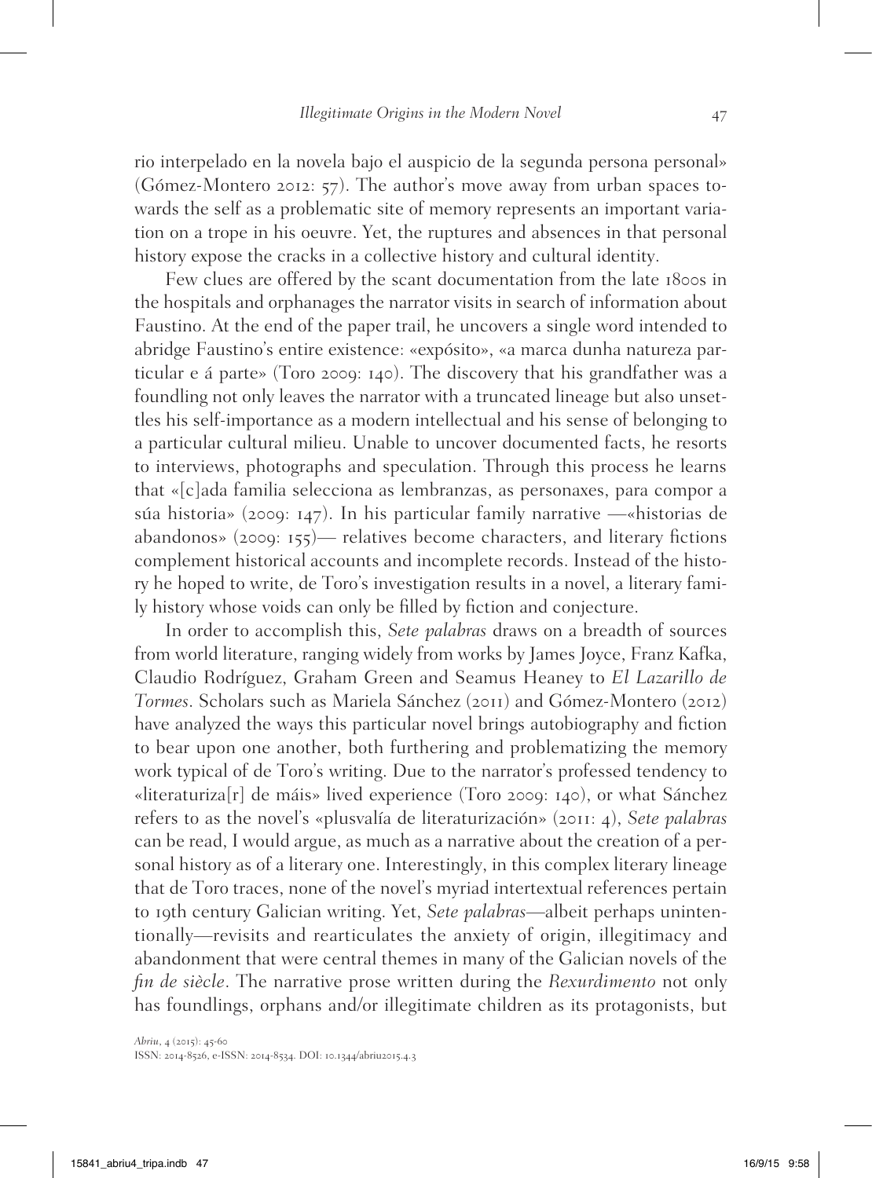rio interpelado en la novela bajo el auspicio de la segunda persona personal» (Gómez-Montero 2012: 57). The author's move away from urban spaces towards the self as a problematic site of memory represents an important variation on a trope in his oeuvre. Yet, the ruptures and absences in that personal history expose the cracks in a collective history and cultural identity.

Few clues are offered by the scant documentation from the late 1800s in the hospitals and orphanages the narrator visits in search of information about Faustino. At the end of the paper trail, he uncovers a single word intended to abridge Faustino's entire existence: «expósito», «a marca dunha natureza particular e á parte» (Toro 2009: 140). The discovery that his grandfather was a foundling not only leaves the narrator with a truncated lineage but also unsettles his self-importance as a modern intellectual and his sense of belonging to a particular cultural milieu. Unable to uncover documented facts, he resorts to interviews, photographs and speculation. Through this process he learns that «[c]ada familia selecciona as lembranzas, as personaxes, para compor a súa historia» (2009: 147). In his particular family narrative —«historias de abandonos» (2009: 155)— relatives become characters, and literary fictions complement historical accounts and incomplete records. Instead of the history he hoped to write, de Toro's investigation results in a novel, a literary family history whose voids can only be filled by fiction and conjecture.

In order to accomplish this, *Sete palabras* draws on a breadth of sources from world literature, ranging widely from works by James Joyce, Franz Kafka, Claudio Rodríguez, Graham Green and Seamus Heaney to *El Lazarillo de Tormes*. Scholars such as Mariela Sánchez (2011) and Gómez-Montero (2012) have analyzed the ways this particular novel brings autobiography and fiction to bear upon one another, both furthering and problematizing the memory work typical of de Toro's writing. Due to the narrator's professed tendency to «literaturiza[r] de máis» lived experience (Toro 2009: 140), or what Sánchez refers to as the novel's «plusvalía de literaturización» (2011: 4), *Sete palabras* can be read, I would argue, as much as a narrative about the creation of a personal history as of a literary one. Interestingly, in this complex literary lineage that de Toro traces, none of the novel's myriad intertextual references pertain to 19th century Galician writing. Yet, *Sete palabras*—albeit perhaps unintentionally—revisits and rearticulates the anxiety of origin, illegitimacy and abandonment that were central themes in many of the Galician novels of the *fin de siècle*. The narrative prose written during the *Rexurdimento* not only has foundlings, orphans and/or illegitimate children as its protagonists, but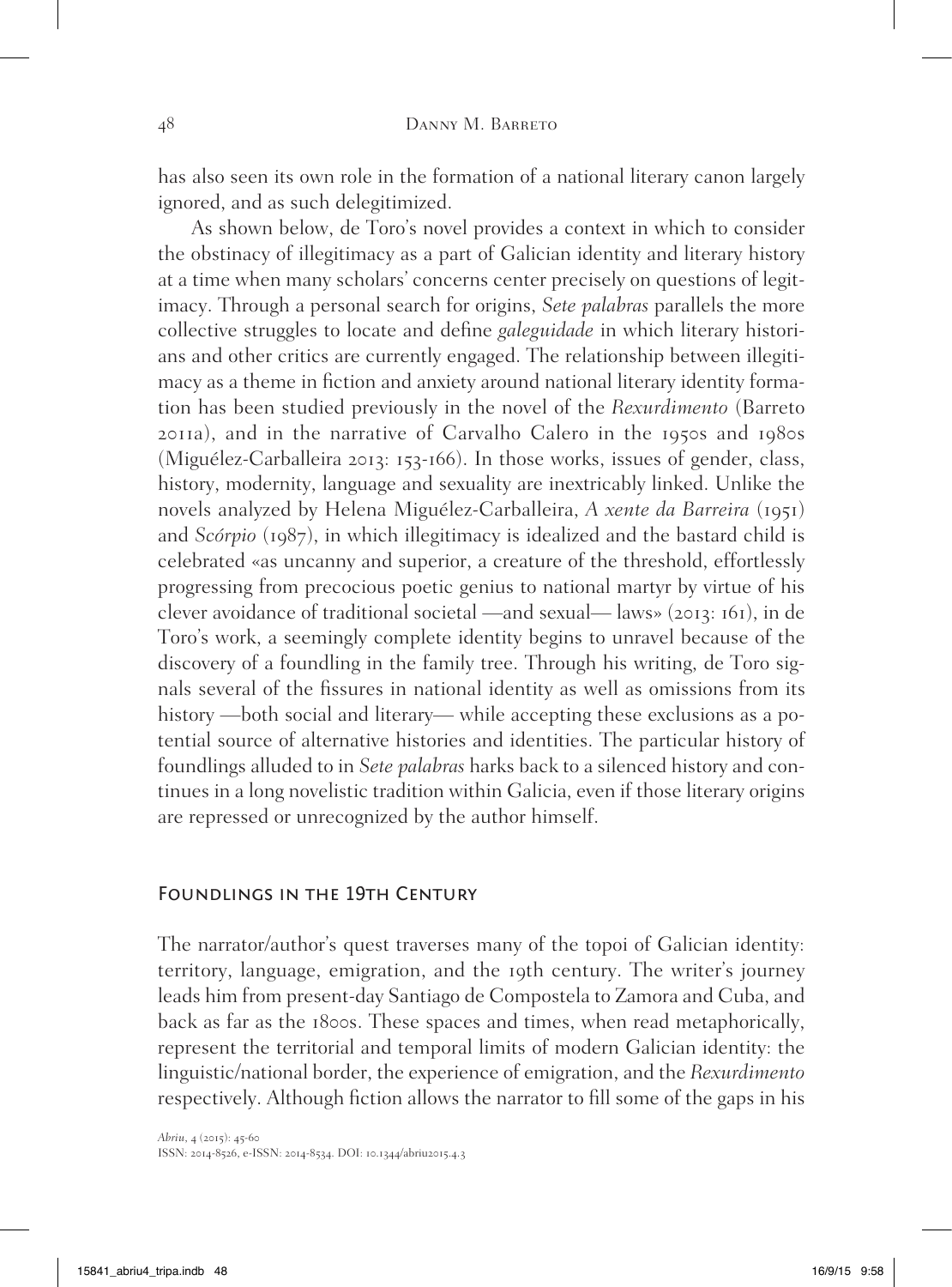has also seen its own role in the formation of a national literary canon largely ignored, and as such delegitimized.

As shown below, de Toro's novel provides a context in which to consider the obstinacy of illegitimacy as a part of Galician identity and literary history at a time when many scholars' concerns center precisely on questions of legitimacy. Through a personal search for origins, *Sete palabras* parallels the more collective struggles to locate and define *galeguidade* in which literary historians and other critics are currently engaged. The relationship between illegitimacy as a theme in fiction and anxiety around national literary identity formation has been studied previously in the novel of the *Rexurdimento* (Barreto 2011a), and in the narrative of Carvalho Calero in the 1950s and 1980s (Miguélez-Carballeira 2013: 153-166). In those works, issues of gender, class, history, modernity, language and sexuality are inextricably linked. Unlike the novels analyzed by Helena Miguélez-Carballeira, *A xente da Barreira* (1951) and *Scórpio* (1987), in which illegitimacy is idealized and the bastard child is celebrated «as uncanny and superior, a creature of the threshold, effortlessly progressing from precocious poetic genius to national martyr by virtue of his clever avoidance of traditional societal —and sexual— laws» (2013: 161), in de Toro's work, a seemingly complete identity begins to unravel because of the discovery of a foundling in the family tree. Through his writing, de Toro signals several of the fissures in national identity as well as omissions from its history —both social and literary— while accepting these exclusions as a potential source of alternative histories and identities. The particular history of foundlings alluded to in *Sete palabras* harks back to a silenced history and continues in a long novelistic tradition within Galicia, even if those literary origins are repressed or unrecognized by the author himself.

## Foundlings in the 19th Century

The narrator/author's quest traverses many of the topoi of Galician identity: territory, language, emigration, and the 19th century. The writer's journey leads him from present-day Santiago de Compostela to Zamora and Cuba, and back as far as the 1800s. These spaces and times, when read metaphorically, represent the territorial and temporal limits of modern Galician identity: the linguistic/national border, the experience of emigration, and the *Rexurdimento* respectively. Although fiction allows the narrator to fill some of the gaps in his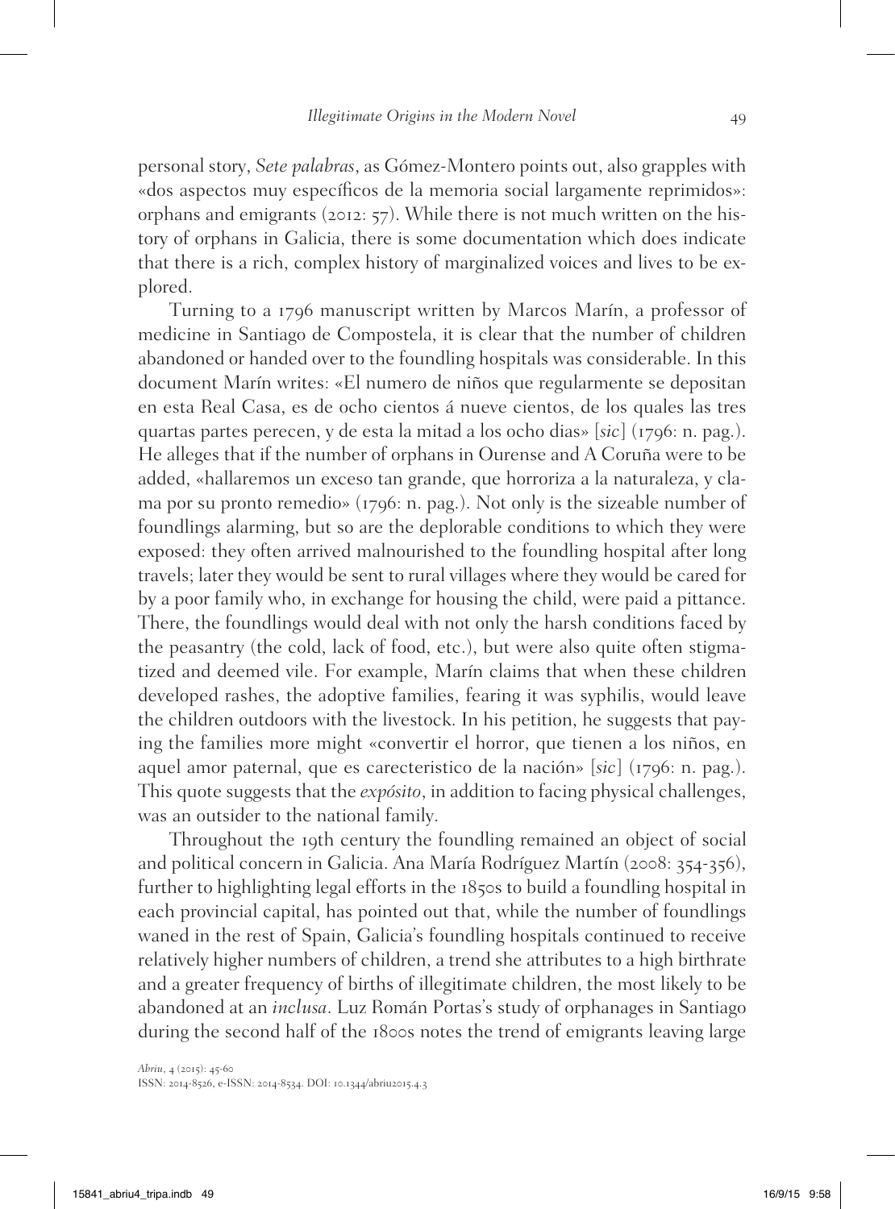personal story, *Sete palabras*, as Gómez-Montero points out, also grapples with «dos aspectos muy específicos de la memoria social largamente reprimidos»: orphans and emigrants (2012: 57). While there is not much written on the history of orphans in Galicia, there is some documentation which does indicate that there is a rich, complex history of marginalized voices and lives to be explored.

Turning to a 1796 manuscript written by Marcos Marín, a professor of medicine in Santiago de Compostela, it is clear that the number of children abandoned or handed over to the foundling hospitals was considerable. In this document Marín writes: «El numero de niños que regularmente se depositan en esta Real Casa, es de ocho cientos á nueve cientos, de los quales las tres quartas partes perecen, y de esta la mitad a los ocho dias» [*sic*] (1796: n. pag.). He alleges that if the number of orphans in Ourense and A Coruña were to be added, «hallaremos un exceso tan grande, que horroriza a la naturaleza, y clama por su pronto remedio» (1796: n. pag.). Not only is the sizeable number of foundlings alarming, but so are the deplorable conditions to which they were exposed: they often arrived malnourished to the foundling hospital after long travels; later they would be sent to rural villages where they would be cared for by a poor family who, in exchange for housing the child, were paid a pittance. There, the foundlings would deal with not only the harsh conditions faced by the peasantry (the cold, lack of food, etc.), but were also quite often stigmatized and deemed vile. For example, Marín claims that when these children developed rashes, the adoptive families, fearing it was syphilis, would leave the children outdoors with the livestock. In his petition, he suggests that paying the families more might «convertir el horror, que tienen a los niños, en aquel amor paternal, que es carecteristico de la nación» [*sic*] (1796: n. pag.). This quote suggests that the *expósito*, in addition to facing physical challenges, was an outsider to the national family.

Throughout the 19th century the foundling remained an object of social and political concern in Galicia. Ana María Rodríguez Martín (2008: 354-356), further to highlighting legal efforts in the 1850s to build a foundling hospital in each provincial capital, has pointed out that, while the number of foundlings waned in the rest of Spain, Galicia's foundling hospitals continued to receive relatively higher numbers of children, a trend she attributes to a high birthrate and a greater frequency of births of illegitimate children, the most likely to be abandoned at an *inclusa*. Luz Román Portas's study of orphanages in Santiago during the second half of the 1800s notes the trend of emigrants leaving large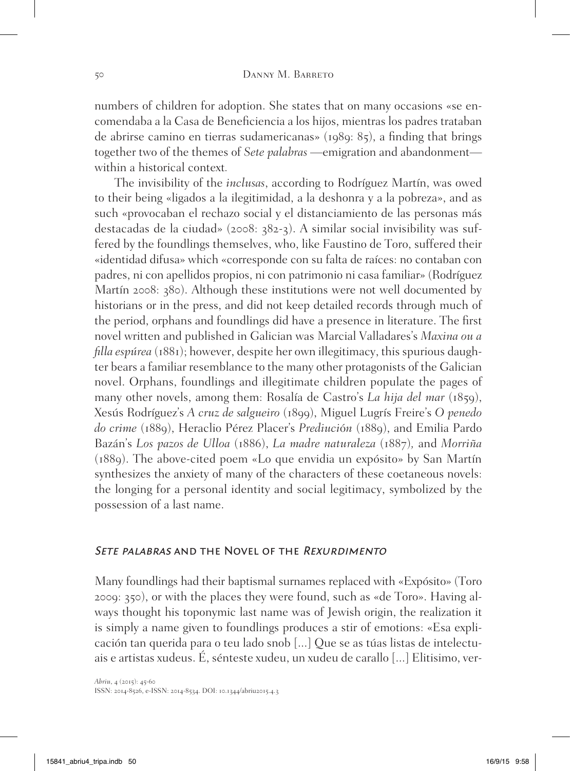numbers of children for adoption. She states that on many occasions «se encomendaba a la Casa de Beneficiencia a los hijos, mientras los padres trataban de abrirse camino en tierras sudamericanas» (1989: 85), a finding that brings together two of the themes of *Sete palabras* —emigration and abandonment— within a historical context.

The invisibility of the *inclusas*, according to Rodríguez Martín, was owed to their being «ligados a la ilegitimidad, a la deshonra y a la pobreza», and as such «provocaban el rechazo social y el distanciamiento de las personas más destacadas de la ciudad» (2008: 382-3). A similar social invisibility was suffered by the foundlings themselves, who, like Faustino de Toro, suffered their «identidad difusa» which «corresponde con su falta de raíces: no contaban con padres, ni con apellidos propios, ni con patrimonio ni casa familiar» (Rodríguez Martín 2008: 380). Although these institutions were not well documented by historians or in the press, and did not keep detailed records through much of the period, orphans and foundlings did have a presence in literature. The first novel written and published in Galician was Marcial Valladares's *Maxina ou a filla espúrea* (1881); however, despite her own illegitimacy, this spurious daughter bears a familiar resemblance to the many other protagonists of the Galician novel. Orphans, foundlings and illegitimate children populate the pages of many other novels, among them: Rosalía de Castro's *La hija del mar* (1859), Xesús Rodríguez's *A cruz de salgueiro* (1899), Miguel Lugrís Freire's *O penedo do crime* (1889), Heraclio Pérez Placer's *Prediución* (1889), and Emilia Pardo Bazán's *Los pazos de Ulloa* (1886), *La madre naturaleza* (1887), and *Morriña* (1889). The above-cited poem «Lo que envidia un expósito» by San Martín synthesizes the anxiety of many of the characters of these coetaneous novels: the longing for a personal identity and social legitimacy, symbolized by the possession of a last name.

## *Sete palabras* and the Novel of the *Rexurdimento*

Many foundlings had their baptismal surnames replaced with «Expósito» (Toro 2009: 350), or with the places they were found, such as «de Toro». Having always thought his toponymic last name was of Jewish origin, the realization it is simply a name given to foundlings produces a stir of emotions: «Esa explicación tan querida para o teu lado snob [...] Que se as túas listas de intelectuais e artistas xudeus. É, sénteste xudeu, un xudeu de carallo [...] Elitisimo, ver-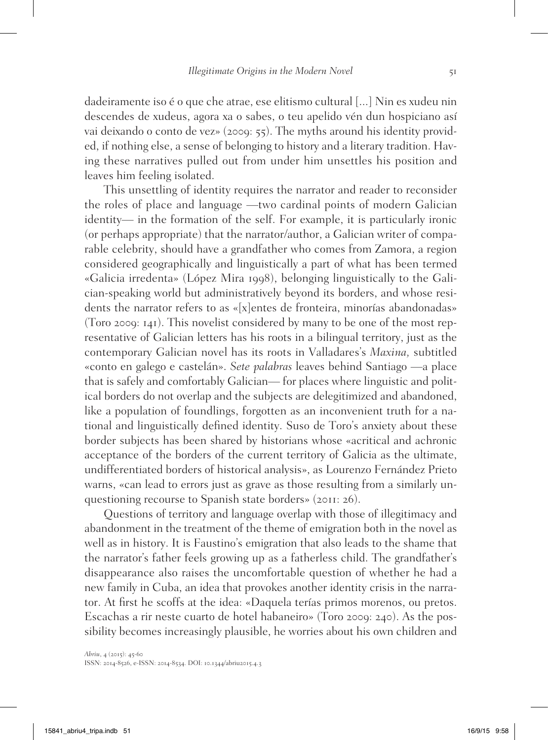dadeiramente iso é o que che atrae, ese elitismo cultural [...] Nin es xudeu nin descendes de xudeus, agora xa o sabes, o teu apelido vén dun hospiciano así vai deixando o conto de vez» (2009: 55). The myths around his identity provided, if nothing else, a sense of belonging to history and a literary tradition. Having these narratives pulled out from under him unsettles his position and leaves him feeling isolated.

This unsettling of identity requires the narrator and reader to reconsider the roles of place and language —two cardinal points of modern Galician identity— in the formation of the self. For example, it is particularly ironic (or perhaps appropriate) that the narrator/author, a Galician writer of comparable celebrity, should have a grandfather who comes from Zamora, a region considered geographically and linguistically a part of what has been termed «Galicia irredenta» (López Mira 1998), belonging linguistically to the Galician-speaking world but administratively beyond its borders, and whose residents the narrator refers to as «[x]entes de fronteira, minorías abandonadas» (Toro 2009: 141). This novelist considered by many to be one of the most representative of Galician letters has his roots in a bilingual territory, just as the contemporary Galician novel has its roots in Valladares's *Maxina,* subtitled «conto en galego e castelán». *Sete palabras* leaves behind Santiago —a place that is safely and comfortably Galician— for places where linguistic and political borders do not overlap and the subjects are delegitimized and abandoned, like a population of foundlings, forgotten as an inconvenient truth for a national and linguistically defined identity. Suso de Toro's anxiety about these border subjects has been shared by historians whose «acritical and achronic acceptance of the borders of the current territory of Galicia as the ultimate, undifferentiated borders of historical analysis», as Lourenzo Fernández Prieto warns, «can lead to errors just as grave as those resulting from a similarly unquestioning recourse to Spanish state borders» (2011: 26).

Questions of territory and language overlap with those of illegitimacy and abandonment in the treatment of the theme of emigration both in the novel as well as in history. It is Faustino's emigration that also leads to the shame that the narrator's father feels growing up as a fatherless child. The grandfather's disappearance also raises the uncomfortable question of whether he had a new family in Cuba, an idea that provokes another identity crisis in the narrator. At first he scoffs at the idea: «Daquela terías primos morenos, ou pretos. Escachas a rir neste cuarto de hotel habaneiro» (Toro 2009: 240). As the possibility becomes increasingly plausible, he worries about his own children and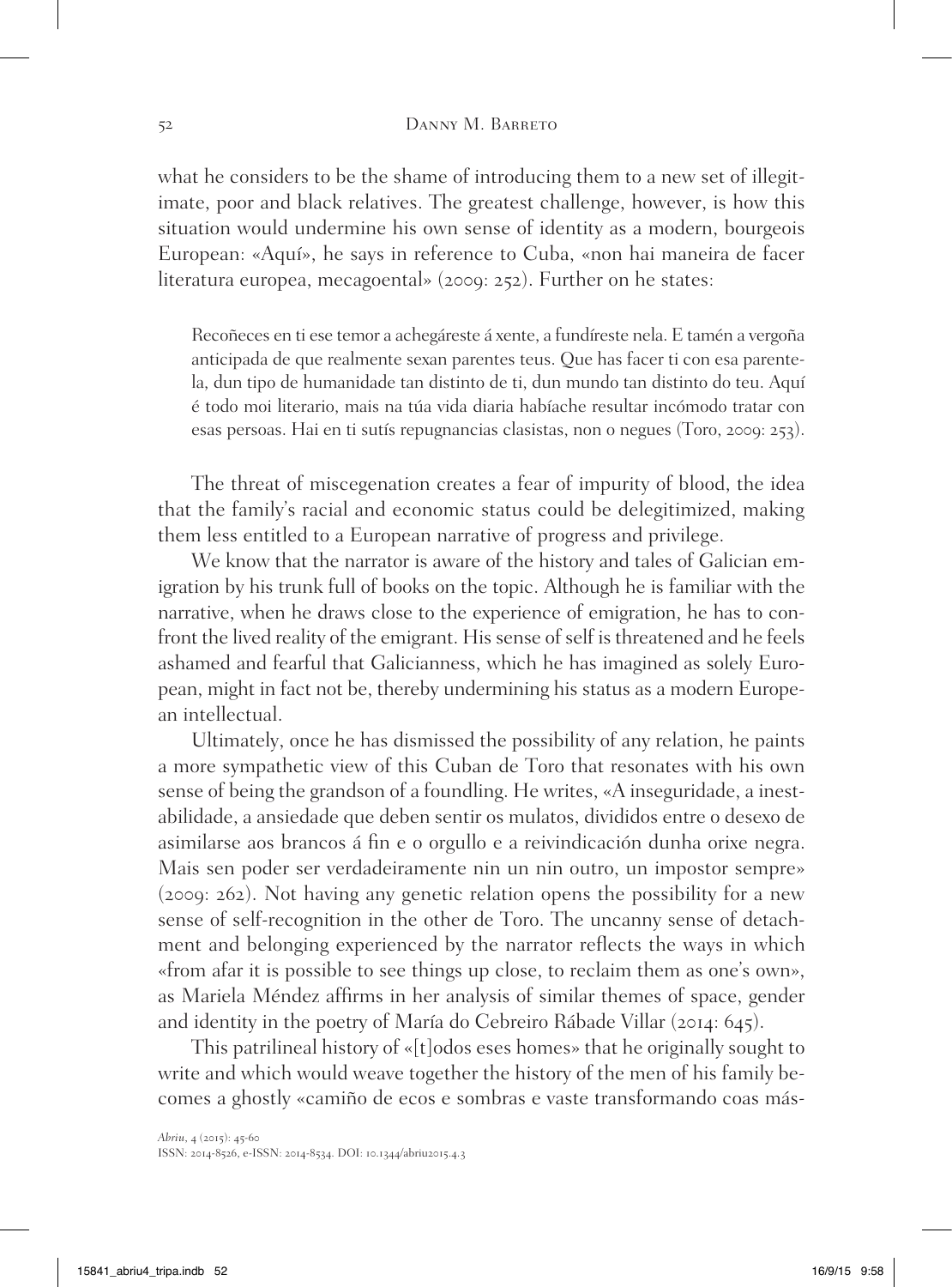what he considers to be the shame of introducing them to a new set of illegitimate, poor and black relatives. The greatest challenge, however, is how this situation would undermine his own sense of identity as a modern, bourgeois European: «Aquí», he says in reference to Cuba, «non hai maneira de facer literatura europea, mecagoental» (2009: 252). Further on he states:

> Recoñeces en ti ese temor a achegáreste á xente, a fundíreste nela. E tamén a vergoña anticipada de que realmente sexan parentes teus. Que has facer ti con esa parentela, dun tipo de humanidade tan distinto de ti, dun mundo tan distinto do teu. Aquí é todo moi literario, mais na túa vida diaria habíache resultar incómodo tratar con esas persoas. Hai en ti sutís repugnancias clasistas, non o negues (Toro, 2009: 253).

The threat of miscegenation creates a fear of impurity of blood, the idea that the family's racial and economic status could be delegitimized, making them less entitled to a European narrative of progress and privilege.

We know that the narrator is aware of the history and tales of Galician emigration by his trunk full of books on the topic. Although he is familiar with the narrative, when he draws close to the experience of emigration, he has to confront the lived reality of the emigrant. His sense of self is threatened and he feels ashamed and fearful that Galicianness, which he has imagined as solely European, might in fact not be, thereby undermining his status as a modern European intellectual.

Ultimately, once he has dismissed the possibility of any relation, he paints a more sympathetic view of this Cuban de Toro that resonates with his own sense of being the grandson of a foundling. He writes, «A inseguridade, a inestabilidade, a ansiedade que deben sentir os mulatos, divididos entre o desexo de asimilarse aos brancos á fin e o orgullo e a reivindicación dunha orixe negra. Mais sen poder ser verdadeiramente nin un nin outro, un impostor sempre» (2009: 262). Not having any genetic relation opens the possibility for a new sense of self-recognition in the other de Toro. The uncanny sense of detachment and belonging experienced by the narrator reflects the ways in which «from afar it is possible to see things up close, to reclaim them as one's own», as Mariela Méndez affirms in her analysis of similar themes of space, gender and identity in the poetry of María do Cebreiro Rábade Villar (2014: 645).

This patrilineal history of «[t]odos eses homes» that he originally sought to write and which would weave together the history of the men of his family becomes a ghostly «camiño de ecos e sombras e vaste transformando coas más-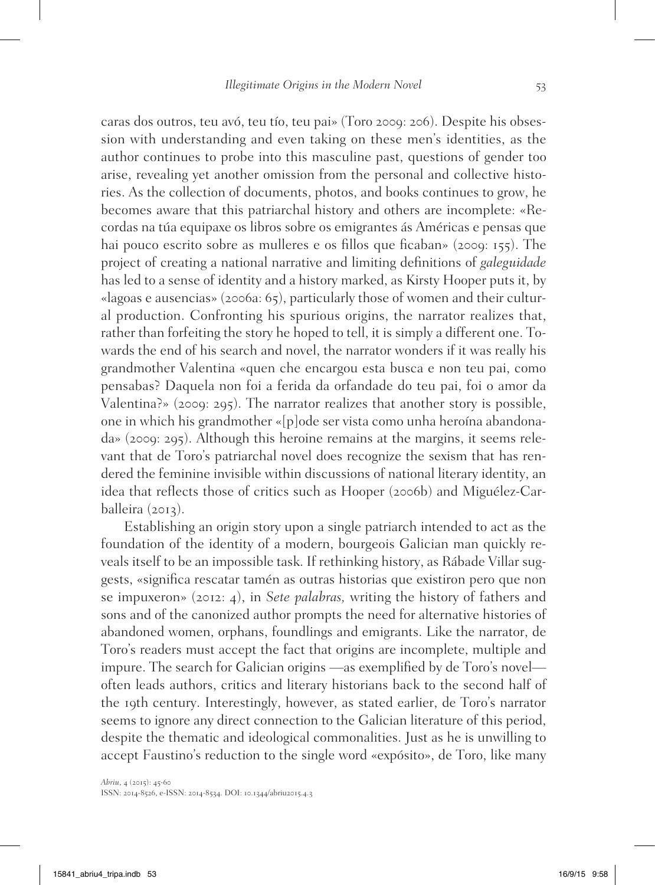caras dos outros, teu avó, teu tío, teu pai» (Toro 2009: 206). Despite his obsession with understanding and even taking on these men's identities, as the author continues to probe into this masculine past, questions of gender too arise, revealing yet another omission from the personal and collective histories. As the collection of documents, photos, and books continues to grow, he becomes aware that this patriarchal history and others are incomplete: «Recordas na túa equipaxe os libros sobre os emigrantes ás Américas e pensas que hai pouco escrito sobre as mulleres e os fillos que ficaban» (2009: 155). The project of creating a national narrative and limiting definitions of *galeguidade* has led to a sense of identity and a history marked, as Kirsty Hooper puts it, by «lagoas e ausencias» (2006a: 65), particularly those of women and their cultural production. Confronting his spurious origins, the narrator realizes that, rather than forfeiting the story he hoped to tell, it is simply a different one. Towards the end of his search and novel, the narrator wonders if it was really his grandmother Valentina «quen che encargou esta busca e non teu pai, como pensabas? Daquela non foi a ferida da orfandade do teu pai, foi o amor da Valentina?» (2009: 295). The narrator realizes that another story is possible, one in which his grandmother «[p]ode ser vista como unha heroína abandonada» (2009: 295). Although this heroine remains at the margins, it seems relevant that de Toro's patriarchal novel does recognize the sexism that has rendered the feminine invisible within discussions of national literary identity, an idea that reflects those of critics such as Hooper (2006b) and Miguélez-Carballeira (2013).

Establishing an origin story upon a single patriarch intended to act as the foundation of the identity of a modern, bourgeois Galician man quickly reveals itself to be an impossible task. If rethinking history, as Rábade Villar suggests, «significa rescatar tamén as outras historias que existiron pero que non se impuxeron» (2012: 4), in *Sete palabras,* writing the history of fathers and sons and of the canonized author prompts the need for alternative histories of abandoned women, orphans, foundlings and emigrants. Like the narrator, de Toro's readers must accept the fact that origins are incomplete, multiple and impure. The search for Galician origins —as exemplified by de Toro's novel— often leads authors, critics and literary historians back to the second half of the 19th century. Interestingly, however, as stated earlier, de Toro's narrator seems to ignore any direct connection to the Galician literature of this period, despite the thematic and ideological commonalities. Just as he is unwilling to accept Faustino's reduction to the single word «expósito», de Toro, like many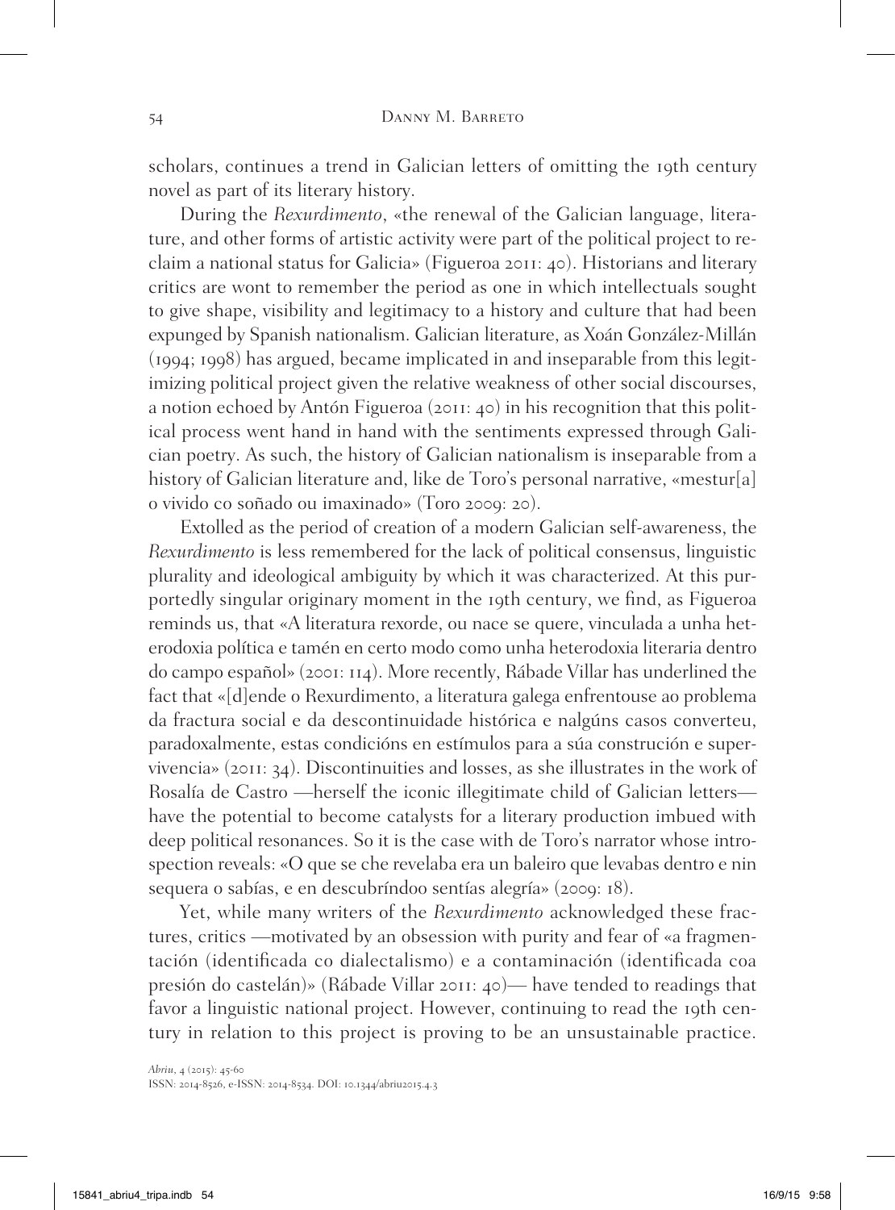scholars, continues a trend in Galician letters of omitting the 19th century novel as part of its literary history.

During the *Rexurdimento*, «the renewal of the Galician language, literature, and other forms of artistic activity were part of the political project to reclaim a national status for Galicia» (Figueroa 2011: 40). Historians and literary critics are wont to remember the period as one in which intellectuals sought to give shape, visibility and legitimacy to a history and culture that had been expunged by Spanish nationalism. Galician literature, as Xoán González-Millán (1994; 1998) has argued, became implicated in and inseparable from this legitimizing political project given the relative weakness of other social discourses, a notion echoed by Antón Figueroa (2011: 40) in his recognition that this political process went hand in hand with the sentiments expressed through Galician poetry. As such, the history of Galician nationalism is inseparable from a history of Galician literature and, like de Toro's personal narrative, «mestur[a] o vivido co soñado ou imaxinado» (Toro 2009: 20).

Extolled as the period of creation of a modern Galician self-awareness, the *Rexurdimento* is less remembered for the lack of political consensus, linguistic plurality and ideological ambiguity by which it was characterized. At this purportedly singular originary moment in the 19th century, we find, as Figueroa reminds us, that «A literatura rexorde, ou nace se quere, vinculada a unha heterodoxia política e tamén en certo modo como unha heterodoxia literaria dentro do campo español» (2001: 114). More recently, Rábade Villar has underlined the fact that «[d]ende o Rexurdimento, a literatura galega enfrentouse ao problema da fractura social e da descontinuidade histórica e nalgúns casos converteu, paradoxalmente, estas condicións en estímulos para a súa construción e supervivencia» (2011: 34). Discontinuities and losses, as she illustrates in the work of Rosalía de Castro —herself the iconic illegitimate child of Galician letters— have the potential to become catalysts for a literary production imbued with deep political resonances. So it is the case with de Toro's narrator whose introspection reveals: «O que se che revelaba era un baleiro que levabas dentro e nin sequera o sabías, e en descubríndoo sentías alegría» (2009: 18).

Yet, while many writers of the *Rexurdimento* acknowledged these fractures, critics —motivated by an obsession with purity and fear of «a fragmentación (identificada co dialectalismo) e a contaminación (identificada coa presión do castelán)» (Rábade Villar 2011: 40)— have tended to readings that favor a linguistic national project. However, continuing to read the 19th century in relation to this project is proving to be an unsustainable practice.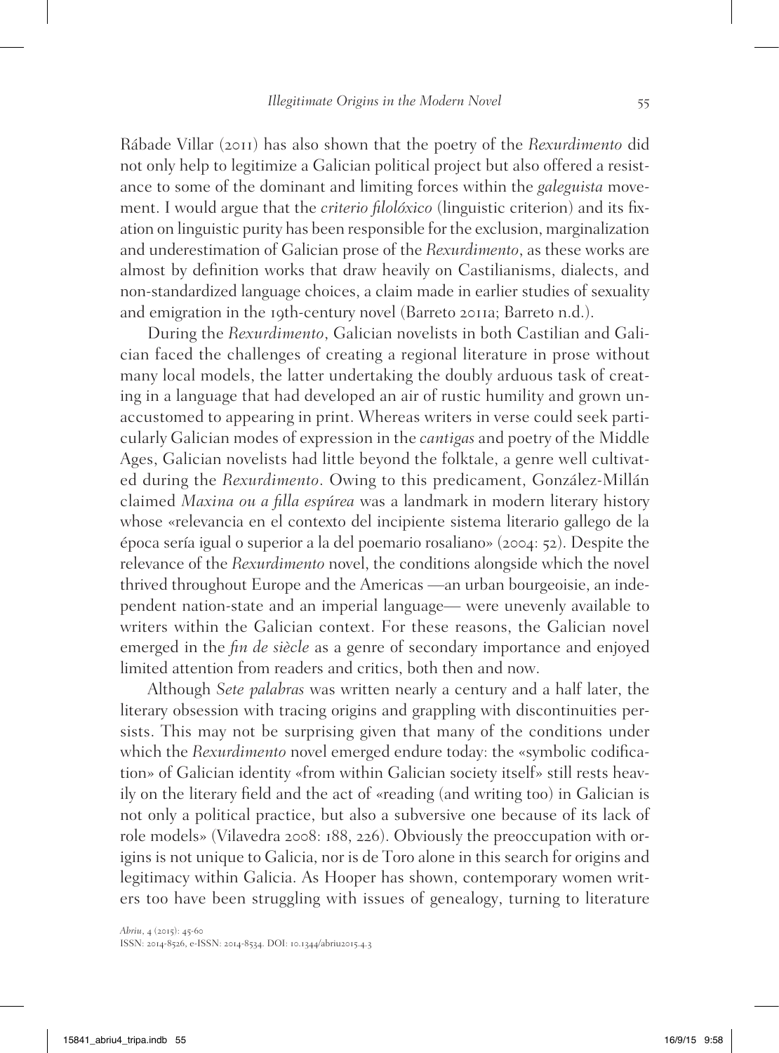Rábade Villar (2011) has also shown that the poetry of the *Rexurdimento* did not only help to legitimize a Galician political project but also offered a resistance to some of the dominant and limiting forces within the *galeguista* movement. I would argue that the *criterio filolóxico* (linguistic criterion) and its fixation on linguistic purity has been responsible for the exclusion, marginalization and underestimation of Galician prose of the *Rexurdimento*, as these works are almost by definition works that draw heavily on Castilianisms, dialects, and non-standardized language choices, a claim made in earlier studies of sexuality and emigration in the 19th-century novel (Barreto 2011a; Barreto n.d.).

During the *Rexurdimento*, Galician novelists in both Castilian and Galician faced the challenges of creating a regional literature in prose without many local models, the latter undertaking the doubly arduous task of creating in a language that had developed an air of rustic humility and grown unaccustomed to appearing in print. Whereas writers in verse could seek particularly Galician modes of expression in the *cantigas* and poetry of the Middle Ages, Galician novelists had little beyond the folktale, a genre well cultivated during the *Rexurdimento*. Owing to this predicament, González-Millán claimed *Maxina ou a filla espúrea* was a landmark in modern literary history whose «relevancia en el contexto del incipiente sistema literario gallego de la época sería igual o superior a la del poemario rosaliano» (2004: 52). Despite the relevance of the *Rexurdimento* novel, the conditions alongside which the novel thrived throughout Europe and the Americas —an urban bourgeoisie, an independent nation-state and an imperial language— were unevenly available to writers within the Galician context. For these reasons, the Galician novel emerged in the *fin de siècle* as a genre of secondary importance and enjoyed limited attention from readers and critics, both then and now.

Although *Sete palabras* was written nearly a century and a half later, the literary obsession with tracing origins and grappling with discontinuities persists. This may not be surprising given that many of the conditions under which the *Rexurdimento* novel emerged endure today: the «symbolic codification» of Galician identity «from within Galician society itself» still rests heavily on the literary field and the act of «reading (and writing too) in Galician is not only a political practice, but also a subversive one because of its lack of role models» (Vilavedra 2008: 188, 226). Obviously the preoccupation with origins is not unique to Galicia, nor is de Toro alone in this search for origins and legitimacy within Galicia. As Hooper has shown, contemporary women writers too have been struggling with issues of genealogy, turning to literature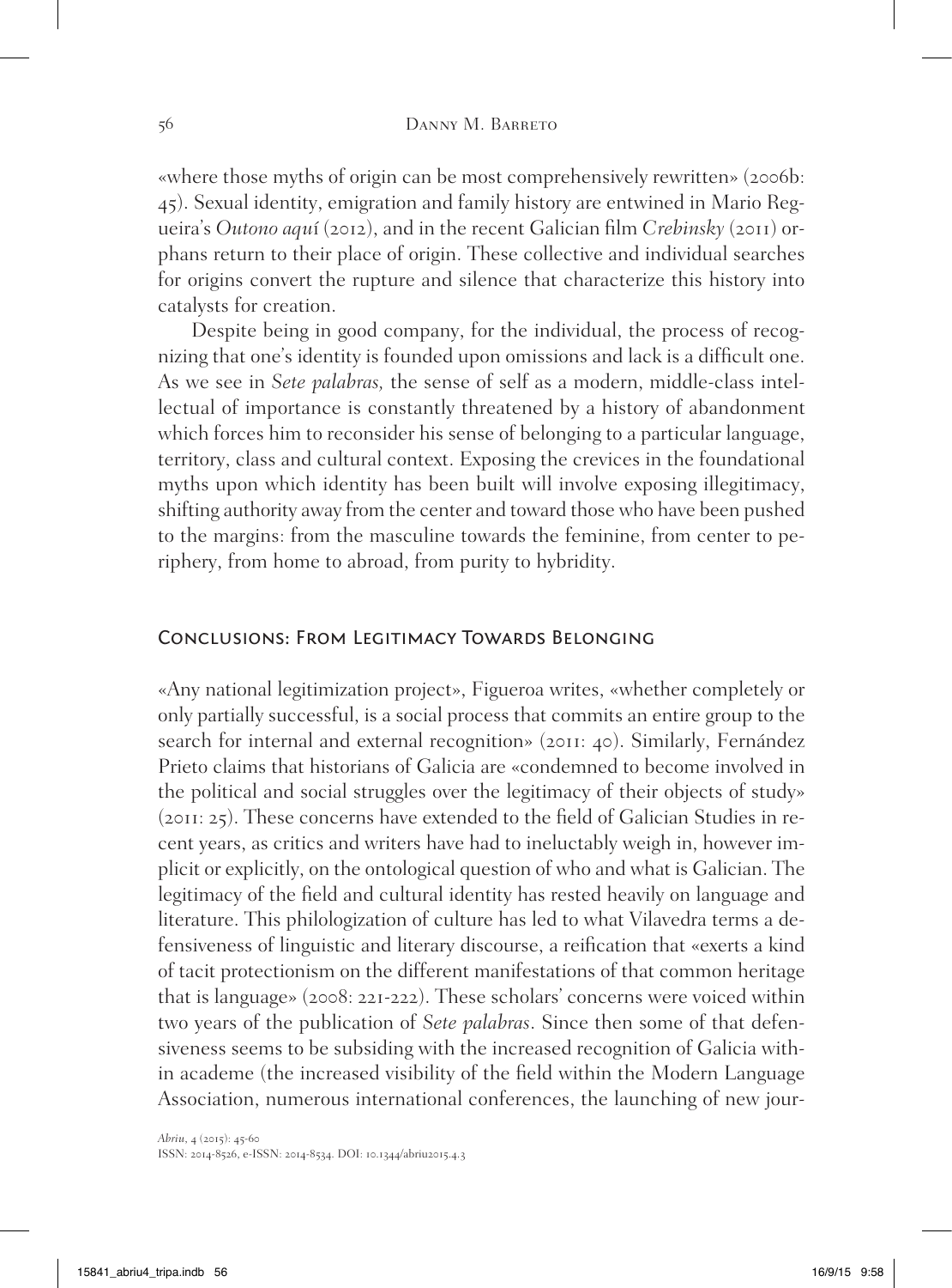«where those myths of origin can be most comprehensively rewritten» (2006b: 45). Sexual identity, emigration and family history are entwined in Mario Regueira's *Outono aquí* (2012), and in the recent Galician film *Crebinsky* (2011) orphans return to their place of origin. These collective and individual searches for origins convert the rupture and silence that characterize this history into catalysts for creation.

Despite being in good company, for the individual, the process of recognizing that one's identity is founded upon omissions and lack is a difficult one. As we see in *Sete palabras,* the sense of self as a modern, middle-class intellectual of importance is constantly threatened by a history of abandonment which forces him to reconsider his sense of belonging to a particular language, territory, class and cultural context. Exposing the crevices in the foundational myths upon which identity has been built will involve exposing illegitimacy, shifting authority away from the center and toward those who have been pushed to the margins: from the masculine towards the feminine, from center to periphery, from home to abroad, from purity to hybridity.

## Conclusions: From Legitimacy Towards Belonging

«Any national legitimization project», Figueroa writes, «whether completely or only partially successful, is a social process that commits an entire group to the search for internal and external recognition» (2011: 40). Similarly, Fernández Prieto claims that historians of Galicia are «condemned to become involved in the political and social struggles over the legitimacy of their objects of study» (2011: 25). These concerns have extended to the field of Galician Studies in recent years, as critics and writers have had to ineluctably weigh in, however implicit or explicitly, on the ontological question of who and what is Galician. The legitimacy of the field and cultural identity has rested heavily on language and literature. This philologization of culture has led to what Vilavedra terms a defensiveness of linguistic and literary discourse, a reification that «exerts a kind of tacit protectionism on the different manifestations of that common heritage that is language» (2008: 221-222). These scholars' concerns were voiced within two years of the publication of *Sete palabras*. Since then some of that defensiveness seems to be subsiding with the increased recognition of Galicia within academe (the increased visibility of the field within the Modern Language Association, numerous international conferences, the launching of new jour-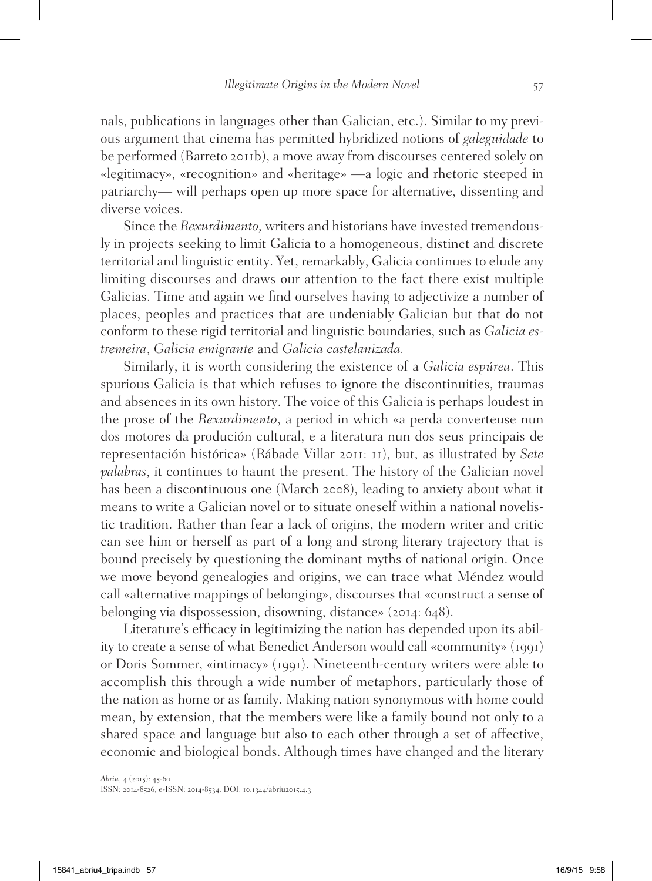nals, publications in languages other than Galician, etc.). Similar to my previous argument that cinema has permitted hybridized notions of *galeguidade* to be performed (Barreto 2011b), a move away from discourses centered solely on «legitimacy», «recognition» and «heritage» —a logic and rhetoric steeped in patriarchy— will perhaps open up more space for alternative, dissenting and diverse voices.

Since the *Rexurdimento,* writers and historians have invested tremendously in projects seeking to limit Galicia to a homogeneous, distinct and discrete territorial and linguistic entity. Yet, remarkably, Galicia continues to elude any limiting discourses and draws our attention to the fact there exist multiple Galicias. Time and again we find ourselves having to adjectivize a number of places, peoples and practices that are undeniably Galician but that do not conform to these rigid territorial and linguistic boundaries, such as *Galicia estremeira*, *Galicia emigrante* and *Galicia castelanizada.*

Similarly, it is worth considering the existence of a *Galicia espúrea*. This spurious Galicia is that which refuses to ignore the discontinuities, traumas and absences in its own history. The voice of this Galicia is perhaps loudest in the prose of the *Rexurdimento*, a period in which «a perda converteuse nun dos motores da produción cultural, e a literatura nun dos seus principais de representación histórica» (Rábade Villar 2011: 11), but, as illustrated by *Sete palabras*, it continues to haunt the present. The history of the Galician novel has been a discontinuous one (March 2008), leading to anxiety about what it means to write a Galician novel or to situate oneself within a national novelistic tradition. Rather than fear a lack of origins, the modern writer and critic can see him or herself as part of a long and strong literary trajectory that is bound precisely by questioning the dominant myths of national origin. Once we move beyond genealogies and origins, we can trace what Méndez would call «alternative mappings of belonging», discourses that «construct a sense of belonging via dispossession, disowning, distance» (2014: 648).

Literature's efficacy in legitimizing the nation has depended upon its ability to create a sense of what Benedict Anderson would call «community» (1991) or Doris Sommer, «intimacy» (1991). Nineteenth-century writers were able to accomplish this through a wide number of metaphors, particularly those of the nation as home or as family. Making nation synonymous with home could mean, by extension, that the members were like a family bound not only to a shared space and language but also to each other through a set of affective, economic and biological bonds. Although times have changed and the literary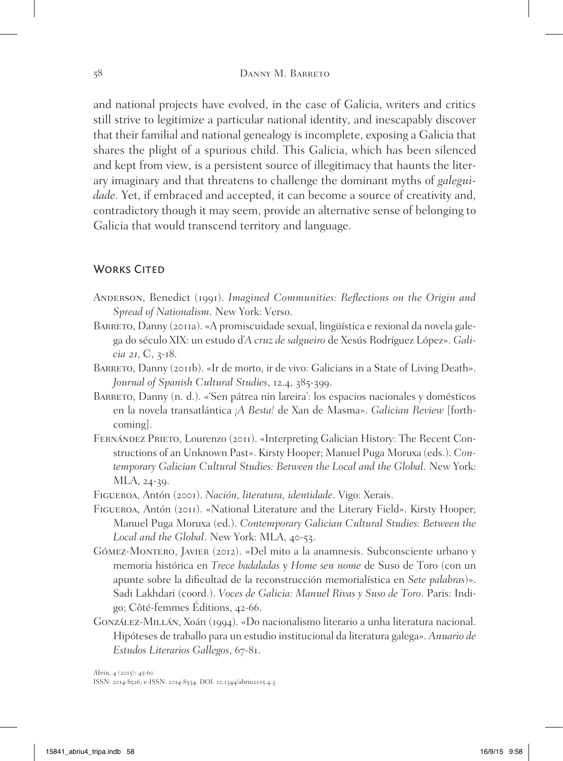and national projects have evolved, in the case of Galicia, writers and critics still strive to legitimize a particular national identity, and inescapably discover that their familial and national genealogy is incomplete, exposing a Galicia that shares the plight of a spurious child. This Galicia, which has been silenced and kept from view, is a persistent source of illegitimacy that haunts the literary imaginary and that threatens to challenge the dominant myths of *galeguidade.* Yet, if embraced and accepted, it can become a source of creativity and, contradictory though it may seem, provide an alternative sense of belonging to Galicia that would transcend territory and language.

## Works Cited

Anderson, Benedict (1991). *Imagined Communities: Reflections on the Origin and Spread of Nationalism*. New York: Verso.

Barreto, Danny (2011a). «A promiscuidade sexual, lingüística e rexional da novela galega do século XIX: un estudo d'*A cruz de salgueiro* de Xesús Rodríguez López». *Galicia 21*, C, 3-18.

Barreto, Danny (2011b). «Ir de morto, ir de vivo: Galicians in a State of Living Death». *Journal of Spanish Cultural Studies*, 12.4, 385-399.

Barreto, Danny (n. d.). «'Sen pátrea nin lareira': los espacios nacionales y domésticos en la novela transatlántica *¡A Besta!* de Xan de Masma». *Galician Review* [forthcoming].

Fernández Prieto, Lourenzo (2011). «Interpreting Galician History: The Recent Constructions of an Unknown Past». Kirsty Hooper; Manuel Puga Moruxa (eds.). *Contemporary Galician Cultural Studies: Between the Local and the Global*. New York: MLA, 24-39.

Figueroa, Antón (2001). *Nación, literatura, identidade*. Vigo: Xerais.

Figueroa, Antón (2011). «National Literature and the Literary Field». Kirsty Hooper; Manuel Puga Moruxa (ed.). *Contemporary Galician Cultural Studies: Between the Local and the Global*. New York: MLA, 40-53.

Gómez-Montero, Javier (2012). «Del mito a la anamnesis. Subconsciente urbano y memoria histórica en *Trece badaladas* y *Home sen nome* de Suso de Toro (con un apunte sobre la dificultad de la reconstrucción memorialística en *Sete palabras*)». Sadi Lakhdari (coord.). *Voces de Galicia: Manuel Rivas y Suso de Toro*. Paris: Indigo; Côté-femmes Éditions, 42-66.

González-Millán, Xoán (1994). «Do nacionalismo literario a unha literatura nacional. Hipóteses de traballo para un estudio institucional da literatura galega». *Anuario de Estudos Literarios Gallegos*, 67-81.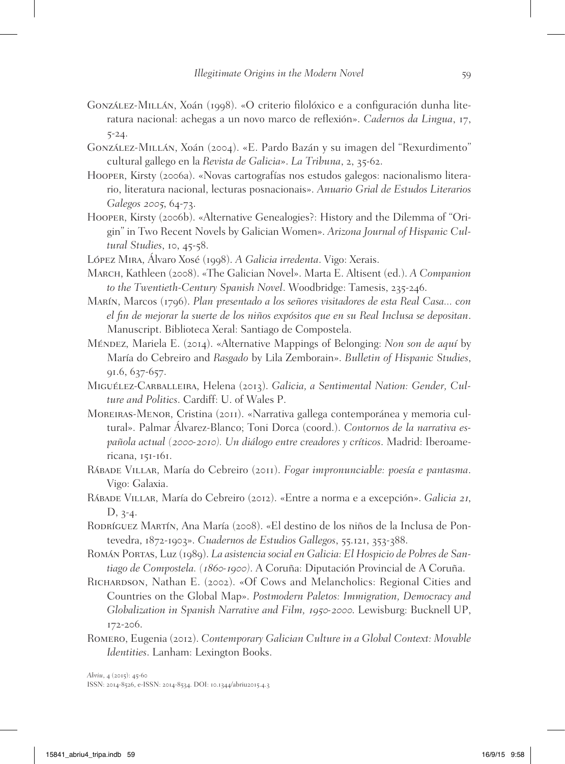González-Millán, Xoán (1998). «O criterio filolóxico e a configuración dunha literatura nacional: achegas a un novo marco de reflexión». *Cadernos da Lingua*, 17, 5-24.

González-Millán, Xoán (2004). «E. Pardo Bazán y su imagen del "Rexurdimento" cultural gallego en la *Revista de Galicia*». *La Tribuna*, 2, 35-62.

Hooper, Kirsty (2006a). «Novas cartografías nos estudos galegos: nacionalismo literario, literatura nacional, lecturas posnacionais». *Anuario Grial de Estudos Literarios Galegos 2005*, 64-73.

Hooper, Kirsty (2006b). «Alternative Genealogies?: History and the Dilemma of "Origin" in Two Recent Novels by Galician Women». *Arizona Journal of Hispanic Cultural Studies*, 10, 45-58.

López Mira, Álvaro Xosé (1998). *A Galicia irredenta*. Vigo: Xerais.

March, Kathleen (2008). «The Galician Novel». Marta E. Altisent (ed.). *A Companion to the Twentieth-Century Spanish Novel*. Woodbridge: Tamesis, 235-246.

Marín, Marcos (1796). *Plan presentado a los señores visitadores de esta Real Casa... con el fin de mejorar la suerte de los niños expósitos que en su Real Inclusa se depositan*. Manuscript. Biblioteca Xeral: Santiago de Compostela.

Méndez, Mariela E. (2014). «Alternative Mappings of Belonging: *Non son de aquí* by María do Cebreiro and *Rasgado* by Lila Zemborain». *Bulletin of Hispanic Studies*, 91.6, 637-657.

Miguélez-Carballeira, Helena (2013). *Galicia, a Sentimental Nation: Gender, Culture and Politics*. Cardiff: U. of Wales P.

Moreiras-Menor, Cristina (2011). «Narrativa gallega contemporánea y memoria cultural». Palmar Álvarez-Blanco; Toni Dorca (coord.). *Contornos de la narrativa española actual (2000-2010). Un diálogo entre creadores y críticos*. Madrid: Iberoamericana, 151-161.

Rábade Villar, María do Cebreiro (2011). *Fogar impronunciable: poesía e pantasma*. Vigo: Galaxia.

Rábade Villar, María do Cebreiro (2012). «Entre a norma e a excepción». *Galicia 21*, D, 3-4.

Rodríguez Martín, Ana María (2008). «El destino de los niños de la Inclusa de Pontevedra, 1872-1903». *Cuadernos de Estudios Gallegos*, 55.121, 353-388.

Román Portas, Luz (1989). *La asistencia social en Galicia: El Hospicio de Pobres de Santiago de Compostela. (1860-1900)*. A Coruña: Diputación Provincial de A Coruña.

Richardson, Nathan E. (2002). «Of Cows and Melancholics: Regional Cities and Countries on the Global Map». *Postmodern Paletos: Immigration, Democracy and Globalization in Spanish Narrative and Film, 1950-2000*. Lewisburg: Bucknell UP, 172-206.

Romero, Eugenia (2012). *Contemporary Galician Culture in a Global Context: Movable Identities*. Lanham: Lexington Books.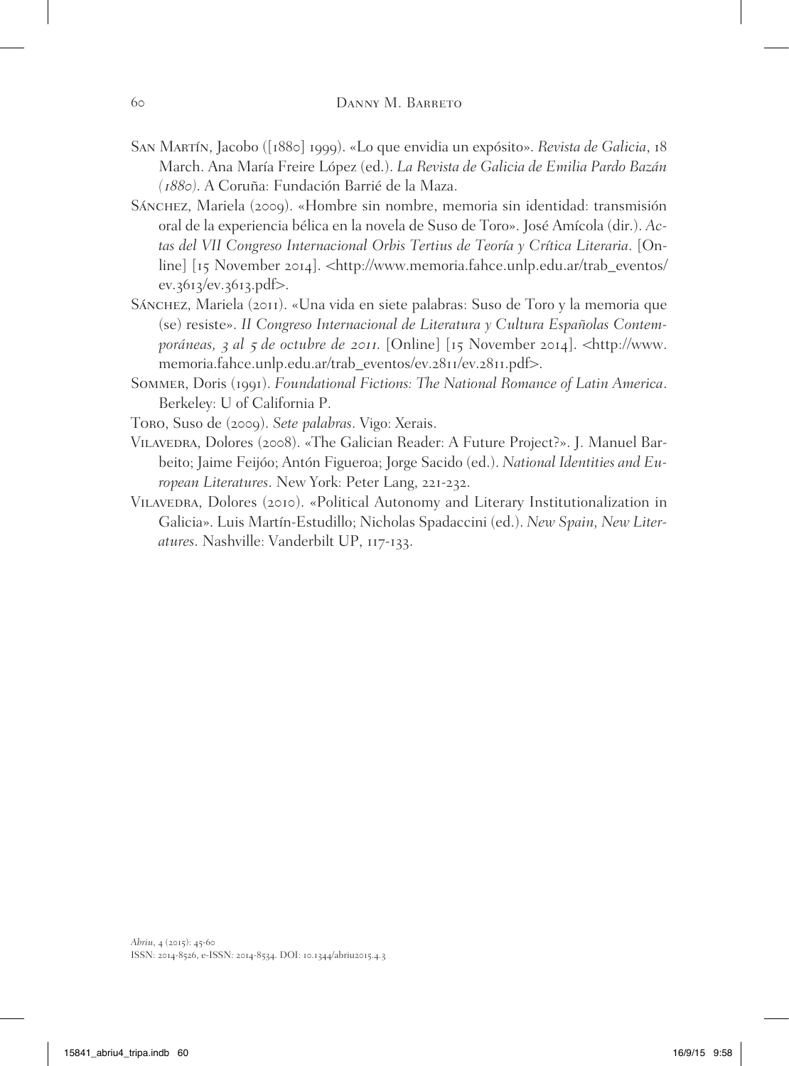San Martín, Jacobo ([1880] 1999). «Lo que envidia un expósito». *Revista de Galicia*, 18 March. Ana María Freire López (ed.). *La Revista de Galicia de Emilia Pardo Bazán (1880)*. A Coruña: Fundación Barrié de la Maza.

Sánchez, Mariela (2009). «Hombre sin nombre, memoria sin identidad: transmisión oral de la experiencia bélica en la novela de Suso de Toro». José Amícola (dir.). *Actas del VII Congreso Internacional Orbis Tertius de Teoría y Crítica Literaria*. [Online] [15 November 2014]. <http://www.memoria.fahce.unlp.edu.ar/trab_eventos/ev.3613/ev.3613.pdf>.

Sánchez, Mariela (2011). «Una vida en siete palabras: Suso de Toro y la memoria que (se) resiste». *II Congreso Internacional de Literatura y Cultura Españolas Contemporáneas, 3 al 5 de octubre de 2011.* [Online] [15 November 2014]. <http://www.memoria.fahce.unlp.edu.ar/trab_eventos/ev.2811/ev.2811.pdf>.

Sommer, Doris (1991). *Foundational Fictions: The National Romance of Latin America*. Berkeley: U of California P.

Toro, Suso de (2009). *Sete palabras*. Vigo: Xerais.

Vilavedra, Dolores (2008). «The Galician Reader: A Future Project?». J. Manuel Barbeito; Jaime Feijóo; Antón Figueroa; Jorge Sacido (ed.). *National Identities and European Literatures*. New York: Peter Lang, 221-232.

Vilavedra, Dolores (2010). «Political Autonomy and Literary Institutionalization in Galicia». Luis Martín-Estudillo; Nicholas Spadaccini (ed.). *New Spain, New Literatures*. Nashville: Vanderbilt UP, 117-133.